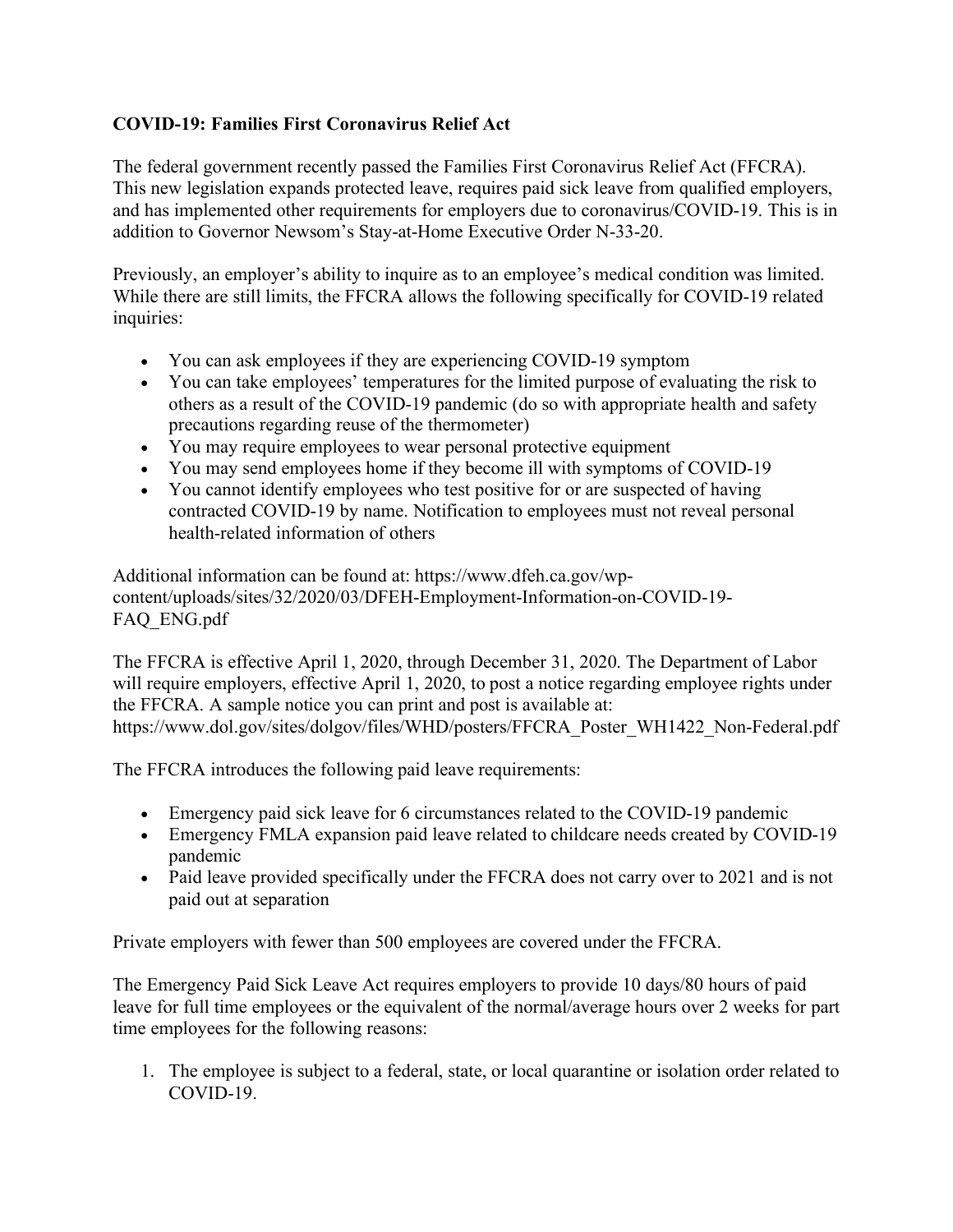**COVID-19: Families First Coronavirus Relief Act**

The federal government recently passed the Families First Coronavirus Relief Act (FFCRA). This new legislation expands protected leave, requires paid sick leave from qualified employers, and has implemented other requirements for employers due to coronavirus/COVID-19. This is in addition to Governor Newsom's Stay-at-Home Executive Order N-33-20.

Previously, an employer's ability to inquire as to an employee's medical condition was limited. While there are still limits, the FFCRA allows the following specifically for COVID-19 related inquiries:

- You can ask employees if they are experiencing COVID-19 symptom
- You can take employees' temperatures for the limited purpose of evaluating the risk to others as a result of the COVID-19 pandemic (do so with appropriate health and safety precautions regarding reuse of the thermometer)
- You may require employees to wear personal protective equipment
- You may send employees home if they become ill with symptoms of COVID-19
- You cannot identify employees who test positive for or are suspected of having contracted COVID-19 by name. Notification to employees must not reveal personal health-related information of others

Additional information can be found at: https://www.dfeh.ca.gov/wp-content/uploads/sites/32/2020/03/DFEH-Employment-Information-on-COVID-19-FAQ_ENG.pdf

The FFCRA is effective April 1, 2020, through December 31, 2020. The Department of Labor will require employers, effective April 1, 2020, to post a notice regarding employee rights under the FFCRA. A sample notice you can print and post is available at: https://www.dol.gov/sites/dolgov/files/WHD/posters/FFCRA_Poster_WH1422_Non-Federal.pdf

The FFCRA introduces the following paid leave requirements:

- Emergency paid sick leave for 6 circumstances related to the COVID-19 pandemic
- Emergency FMLA expansion paid leave related to childcare needs created by COVID-19 pandemic
- Paid leave provided specifically under the FFCRA does not carry over to 2021 and is not paid out at separation

Private employers with fewer than 500 employees are covered under the FFCRA.

The Emergency Paid Sick Leave Act requires employers to provide 10 days/80 hours of paid leave for full time employees or the equivalent of the normal/average hours over 2 weeks for part time employees for the following reasons:

1. The employee is subject to a federal, state, or local quarantine or isolation order related to COVID-19.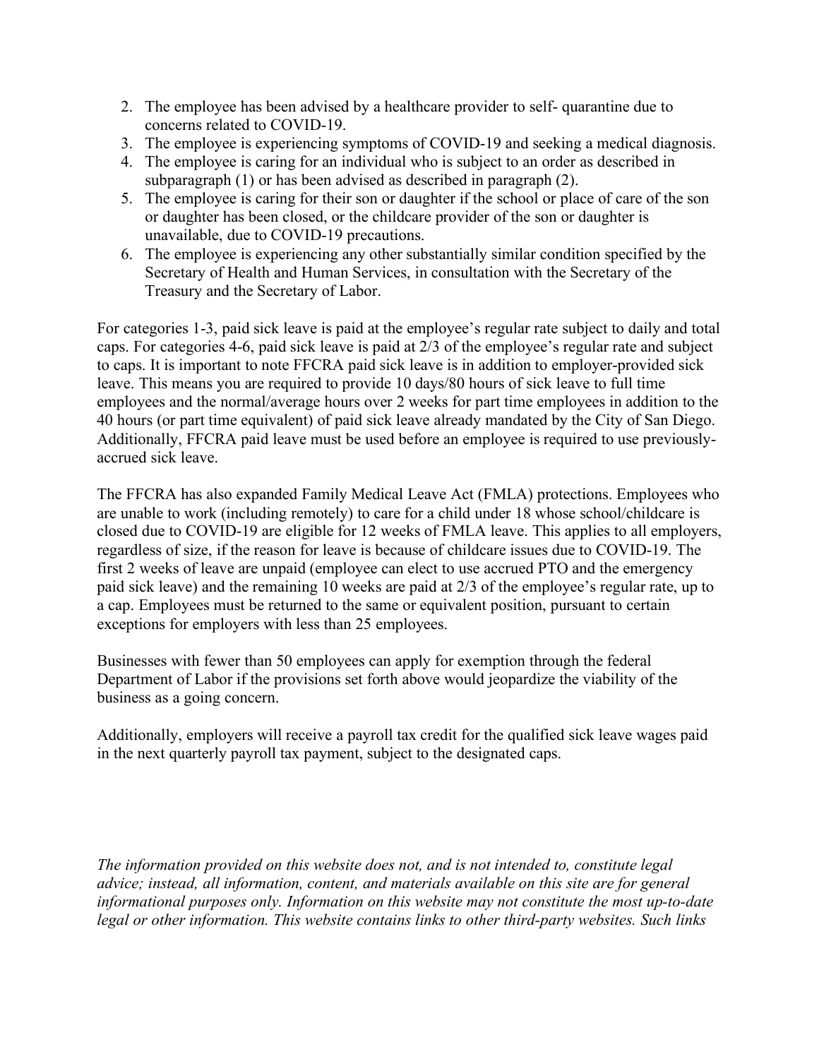2. The employee has been advised by a healthcare provider to self- quarantine due to concerns related to COVID-19.
3. The employee is experiencing symptoms of COVID-19 and seeking a medical diagnosis.
4. The employee is caring for an individual who is subject to an order as described in subparagraph (1) or has been advised as described in paragraph (2).
5. The employee is caring for their son or daughter if the school or place of care of the son or daughter has been closed, or the childcare provider of the son or daughter is unavailable, due to COVID-19 precautions.
6. The employee is experiencing any other substantially similar condition specified by the Secretary of Health and Human Services, in consultation with the Secretary of the Treasury and the Secretary of Labor.

For categories 1-3, paid sick leave is paid at the employee's regular rate subject to daily and total caps. For categories 4-6, paid sick leave is paid at 2/3 of the employee's regular rate and subject to caps. It is important to note FFCRA paid sick leave is in addition to employer-provided sick leave. This means you are required to provide 10 days/80 hours of sick leave to full time employees and the normal/average hours over 2 weeks for part time employees in addition to the 40 hours (or part time equivalent) of paid sick leave already mandated by the City of San Diego. Additionally, FFCRA paid leave must be used before an employee is required to use previously-accrued sick leave.

The FFCRA has also expanded Family Medical Leave Act (FMLA) protections. Employees who are unable to work (including remotely) to care for a child under 18 whose school/childcare is closed due to COVID-19 are eligible for 12 weeks of FMLA leave. This applies to all employers, regardless of size, if the reason for leave is because of childcare issues due to COVID-19. The first 2 weeks of leave are unpaid (employee can elect to use accrued PTO and the emergency paid sick leave) and the remaining 10 weeks are paid at 2/3 of the employee's regular rate, up to a cap. Employees must be returned to the same or equivalent position, pursuant to certain exceptions for employers with less than 25 employees.

Businesses with fewer than 50 employees can apply for exemption through the federal Department of Labor if the provisions set forth above would jeopardize the viability of the business as a going concern.

Additionally, employers will receive a payroll tax credit for the qualified sick leave wages paid in the next quarterly payroll tax payment, subject to the designated caps.

*The information provided on this website does not, and is not intended to, constitute legal advice; instead, all information, content, and materials available on this site are for general informational purposes only. Information on this website may not constitute the most up-to-date legal or other information. This website contains links to other third-party websites. Such links*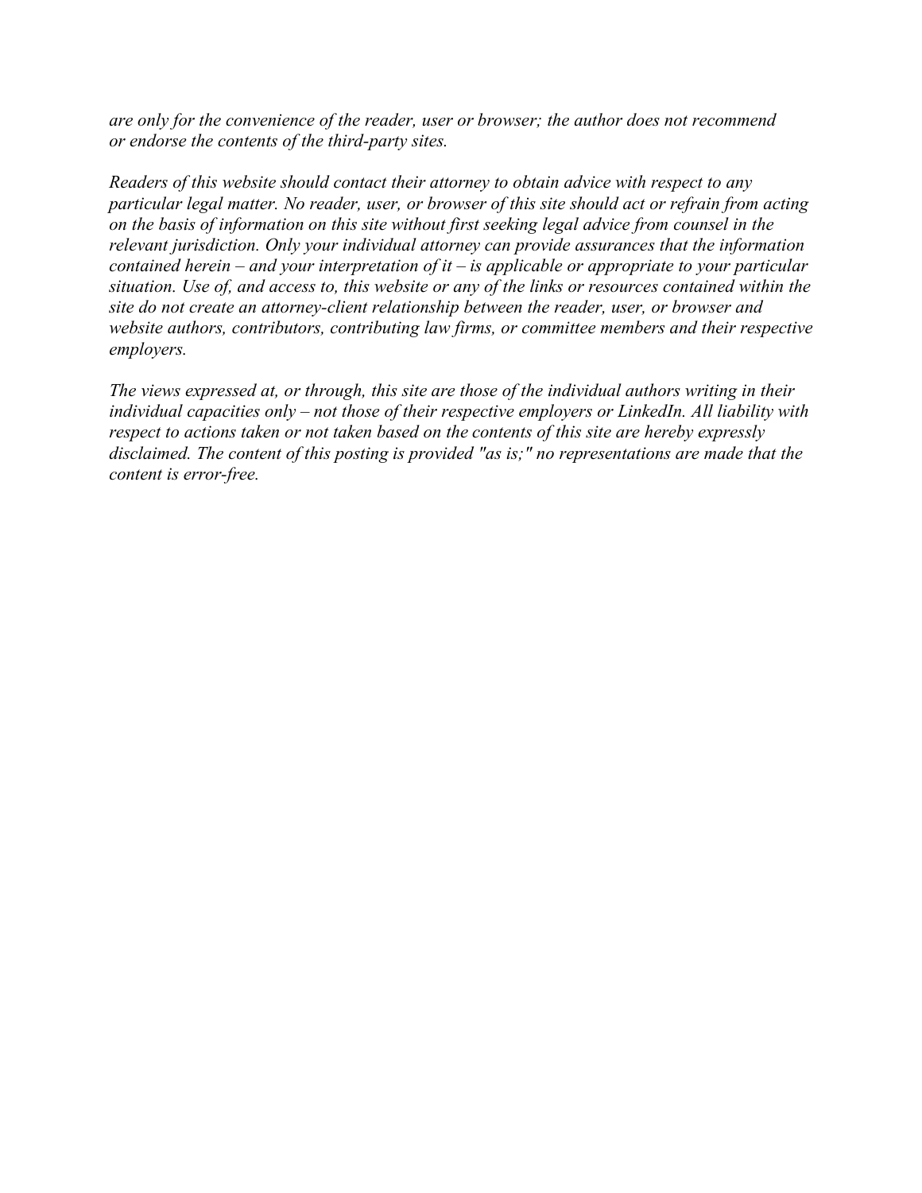*are only for the convenience of the reader, user or browser; the author does not recommend or endorse the contents of the third-party sites.*

*Readers of this website should contact their attorney to obtain advice with respect to any particular legal matter. No reader, user, or browser of this site should act or refrain from acting on the basis of information on this site without first seeking legal advice from counsel in the relevant jurisdiction. Only your individual attorney can provide assurances that the information contained herein – and your interpretation of it – is applicable or appropriate to your particular situation. Use of, and access to, this website or any of the links or resources contained within the site do not create an attorney-client relationship between the reader, user, or browser and website authors, contributors, contributing law firms, or committee members and their respective employers.*

*The views expressed at, or through, this site are those of the individual authors writing in their individual capacities only – not those of their respective employers or LinkedIn. All liability with respect to actions taken or not taken based on the contents of this site are hereby expressly disclaimed. The content of this posting is provided "as is;" no representations are made that the content is error-free.*